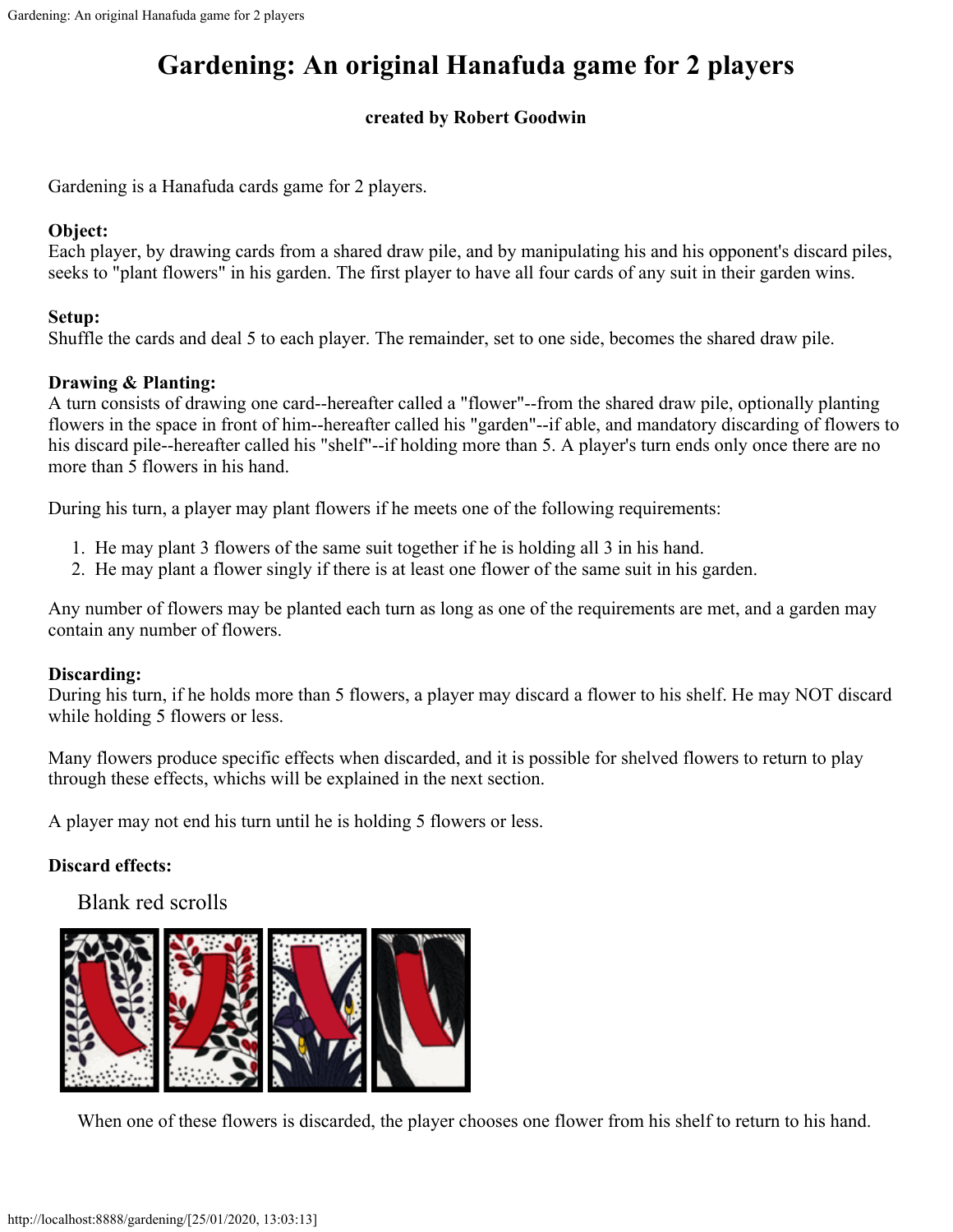# Gardening: An original Hanafuda game for 2 players

**created by Robert Goodwin**

Gardening is a Hanafuda cards game for 2 players.

**Object:**
Each player, by drawing cards from a shared draw pile, and by manipulating his and his opponent's discard piles, seeks to "plant flowers" in his garden. The first player to have all four cards of any suit in their garden wins.

**Setup:**
Shuffle the cards and deal 5 to each player. The remainder, set to one side, becomes the shared draw pile.

**Drawing & Planting:**
A turn consists of drawing one card--hereafter called a "flower"--from the shared draw pile, optionally planting flowers in the space in front of him--hereafter called his "garden"--if able, and mandatory discarding of flowers to his discard pile--hereafter called his "shelf"--if holding more than 5. A player's turn ends only once there are no more than 5 flowers in his hand.

During his turn, a player may plant flowers if he meets one of the following requirements:

1. He may plant 3 flowers of the same suit together if he is holding all 3 in his hand.
2. He may plant a flower singly if there is at least one flower of the same suit in his garden.

Any number of flowers may be planted each turn as long as one of the requirements are met, and a garden may contain any number of flowers.

**Discarding:**
During his turn, if he holds more than 5 flowers, a player may discard a flower to his shelf. He may NOT discard while holding 5 flowers or less.

Many flowers produce specific effects when discarded, and it is possible for shelved flowers to return to play through these effects, whichs will be explained in the next section.

A player may not end his turn until he is holding 5 flowers or less.

**Discard effects:**

Blank red scrolls

When one of these flowers is discarded, the player chooses one flower from his shelf to return to his hand.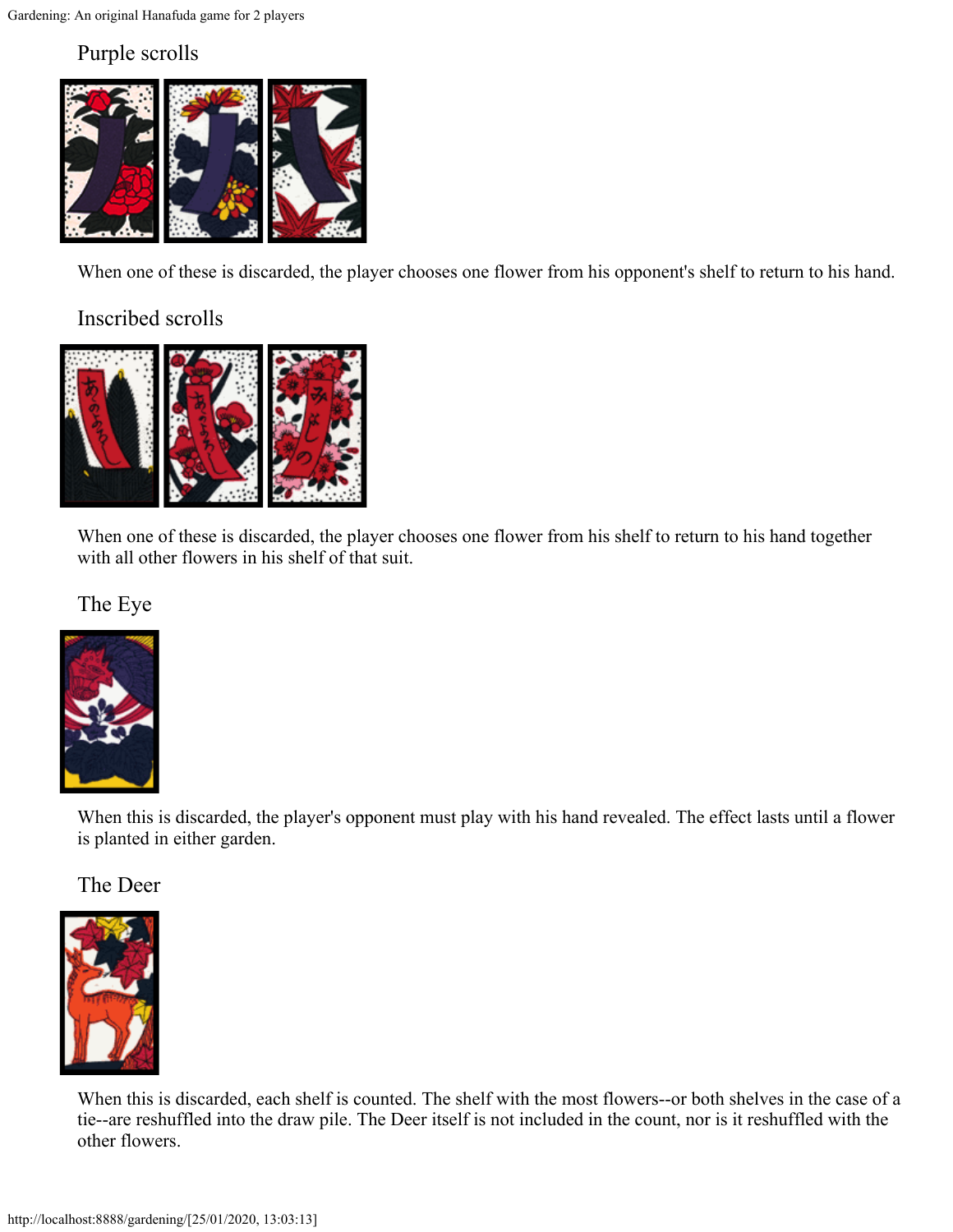### Purple scrolls

When one of these is discarded, the player chooses one flower from his opponent's shelf to return to his hand.

### Inscribed scrolls

When one of these is discarded, the player chooses one flower from his shelf to return to his hand together with all other flowers in his shelf of that suit.

### The Eye

When this is discarded, the player's opponent must play with his hand revealed. The effect lasts until a flower is planted in either garden.

### The Deer

When this is discarded, each shelf is counted. The shelf with the most flowers--or both shelves in the case of a tie--are reshuffled into the draw pile. The Deer itself is not included in the count, nor is it reshuffled with the other flowers.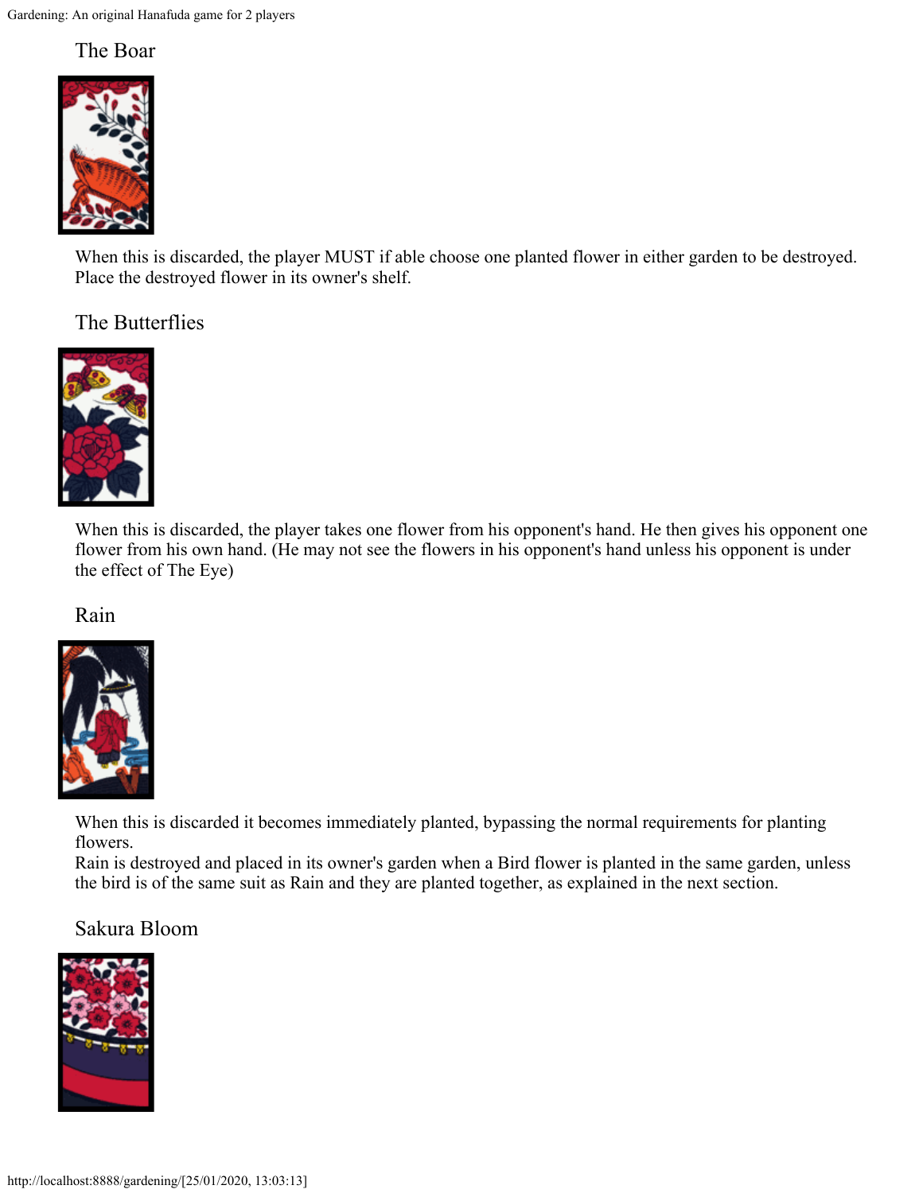## The Boar

When this is discarded, the player MUST if able choose one planted flower in either garden to be destroyed. Place the destroyed flower in its owner's shelf.

## The Butterflies

When this is discarded, the player takes one flower from his opponent's hand. He then gives his opponent one flower from his own hand. (He may not see the flowers in his opponent's hand unless his opponent is under the effect of The Eye)

## Rain

When this is discarded it becomes immediately planted, bypassing the normal requirements for planting flowers.
Rain is destroyed and placed in its owner's garden when a Bird flower is planted in the same garden, unless the bird is of the same suit as Rain and they are planted together, as explained in the next section.

## Sakura Bloom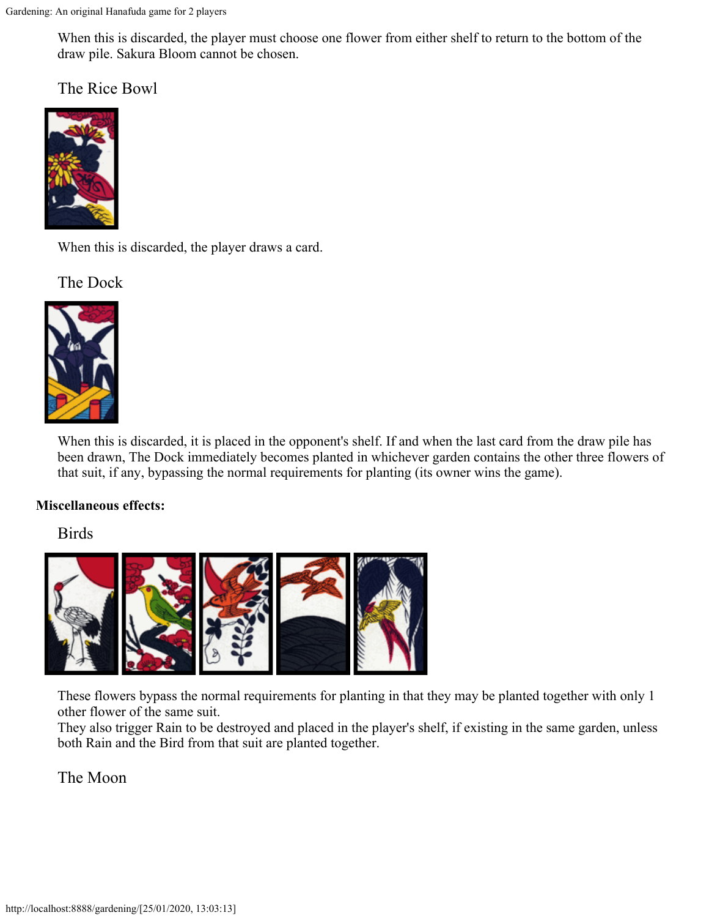When this is discarded, the player must choose one flower from either shelf to return to the bottom of the draw pile. Sakura Bloom cannot be chosen.

### The Rice Bowl

When this is discarded, the player draws a card.

### The Dock

When this is discarded, it is placed in the opponent's shelf. If and when the last card from the draw pile has been drawn, The Dock immediately becomes planted in whichever garden contains the other three flowers of that suit, if any, bypassing the normal requirements for planting (its owner wins the game).

**Miscellaneous effects:**

### Birds

These flowers bypass the normal requirements for planting in that they may be planted together with only 1 other flower of the same suit.
They also trigger Rain to be destroyed and placed in the player's shelf, if existing in the same garden, unless both Rain and the Bird from that suit are planted together.

### The Moon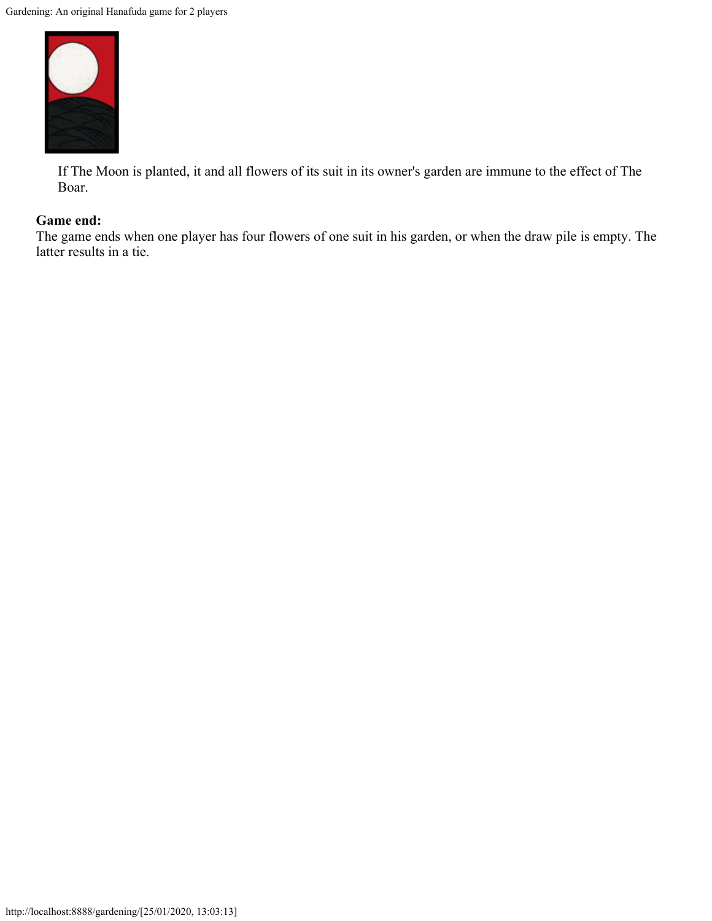If The Moon is planted, it and all flowers of its suit in its owner's garden are immune to the effect of The Boar.

**Game end:**

The game ends when one player has four flowers of one suit in his garden, or when the draw pile is empty. The latter results in a tie.